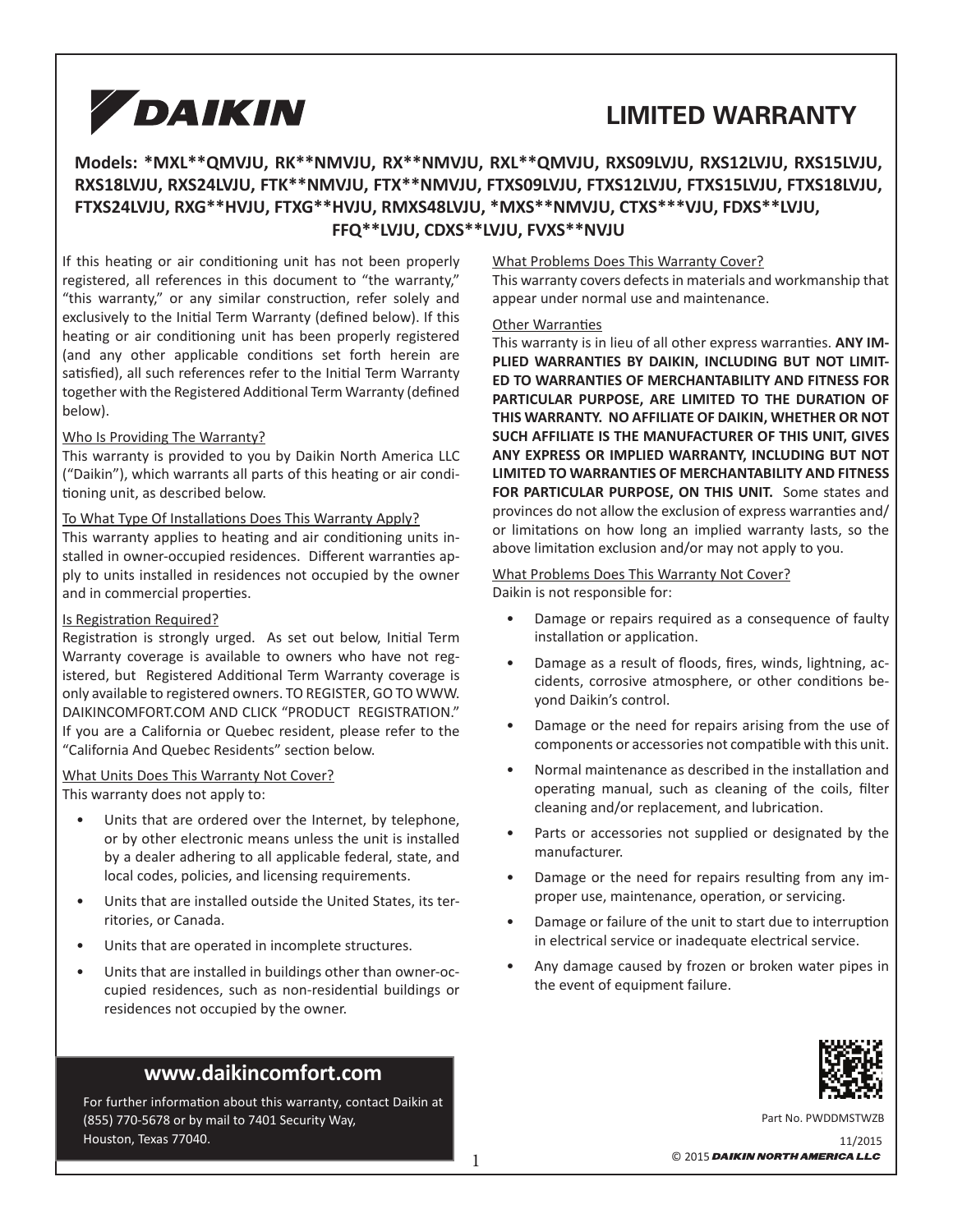# DAIKIN

# LIMITED WARRANTY

**Models: *MXL**QMVJU, RK**NMVJU, RX**NMVJU, RXL**QMVJU, RXS09LVJU, RXS12LVJU, RXS15LVJU, RXS18LVJU, RXS24LVJU, FTK**NMVJU, FTX**NMVJU, FTXS09LVJU, FTXS12LVJU, FTXS15LVJU, FTXS18LVJU, FTXS24LVJU, RXG**HVJU, FTXG**HVJU, RMXS48LVJU, *MXS**NMVJU, CTXS***VJU, FDXS**LVJU, FFQ**LVJU, CDXS**LVJU, FVXS**NVJU**

If this heating or air conditioning unit has not been properly registered, all references in this document to "the warranty," "this warranty," or any similar construction, refer solely and exclusively to the Initial Term Warranty (defined below). If this heating or air conditioning unit has been properly registered (and any other applicable conditions set forth herein are satisfied), all such references refer to the Initial Term Warranty together with the Registered Additional Term Warranty (defined below).

## Who Is Providing The Warranty?

This warranty is provided to you by Daikin North America LLC ("Daikin"), which warrants all parts of this heating or air conditioning unit, as described below.

## To What Type Of Installations Does This Warranty Apply?

This warranty applies to heating and air conditioning units installed in owner-occupied residences. Different warranties apply to units installed in residences not occupied by the owner and in commercial properties.

## Is Registration Required?

Registration is strongly urged. As set out below, Initial Term Warranty coverage is available to owners who have not registered, but Registered Additional Term Warranty coverage is only available to registered owners. TO REGISTER, GO TO WWW.DAIKINCOMFORT.COM AND CLICK "PRODUCT REGISTRATION." If you are a California or Quebec resident, please refer to the "California And Quebec Residents" section below.

## What Units Does This Warranty Not Cover?

This warranty does not apply to:

- Units that are ordered over the Internet, by telephone, or by other electronic means unless the unit is installed by a dealer adhering to all applicable federal, state, and local codes, policies, and licensing requirements.
- Units that are installed outside the United States, its territories, or Canada.
- Units that are operated in incomplete structures.
- Units that are installed in buildings other than owner-occupied residences, such as non-residential buildings or residences not occupied by the owner.

## What Problems Does This Warranty Cover?

This warranty covers defects in materials and workmanship that appear under normal use and maintenance.

## Other Warranties

This warranty is in lieu of all other express warranties. **ANY IMPLIED WARRANTIES BY DAIKIN, INCLUDING BUT NOT LIMITED TO WARRANTIES OF MERCHANTABILITY AND FITNESS FOR PARTICULAR PURPOSE, ARE LIMITED TO THE DURATION OF THIS WARRANTY. NO AFFILIATE OF DAIKIN, WHETHER OR NOT SUCH AFFILIATE IS THE MANUFACTURER OF THIS UNIT, GIVES ANY EXPRESS OR IMPLIED WARRANTY, INCLUDING BUT NOT LIMITED TO WARRANTIES OF MERCHANTABILITY AND FITNESS FOR PARTICULAR PURPOSE, ON THIS UNIT.** Some states and provinces do not allow the exclusion of express warranties and/or limitations on how long an implied warranty lasts, so the above limitation exclusion and/or may not apply to you.

## What Problems Does This Warranty Not Cover?

Daikin is not responsible for:

- Damage or repairs required as a consequence of faulty installation or application.
- Damage as a result of floods, fires, winds, lightning, accidents, corrosive atmosphere, or other conditions beyond Daikin's control.
- Damage or the need for repairs arising from the use of components or accessories not compatible with this unit.
- Normal maintenance as described in the installation and operating manual, such as cleaning of the coils, filter cleaning and/or replacement, and lubrication.
- Parts or accessories not supplied or designated by the manufacturer.
- Damage or the need for repairs resulting from any improper use, maintenance, operation, or servicing.
- Damage or failure of the unit to start due to interruption in electrical service or inadequate electrical service.
- Any damage caused by frozen or broken water pipes in the event of equipment failure.

**www.daikincomfort.com**

For further information about this warranty, contact Daikin at (855) 770-5678 or by mail to 7401 Security Way, Houston, Texas 77040.

Part No. PWDDMSTWZB

11/2015

© 2015 DAIKIN NORTH AMERICA LLC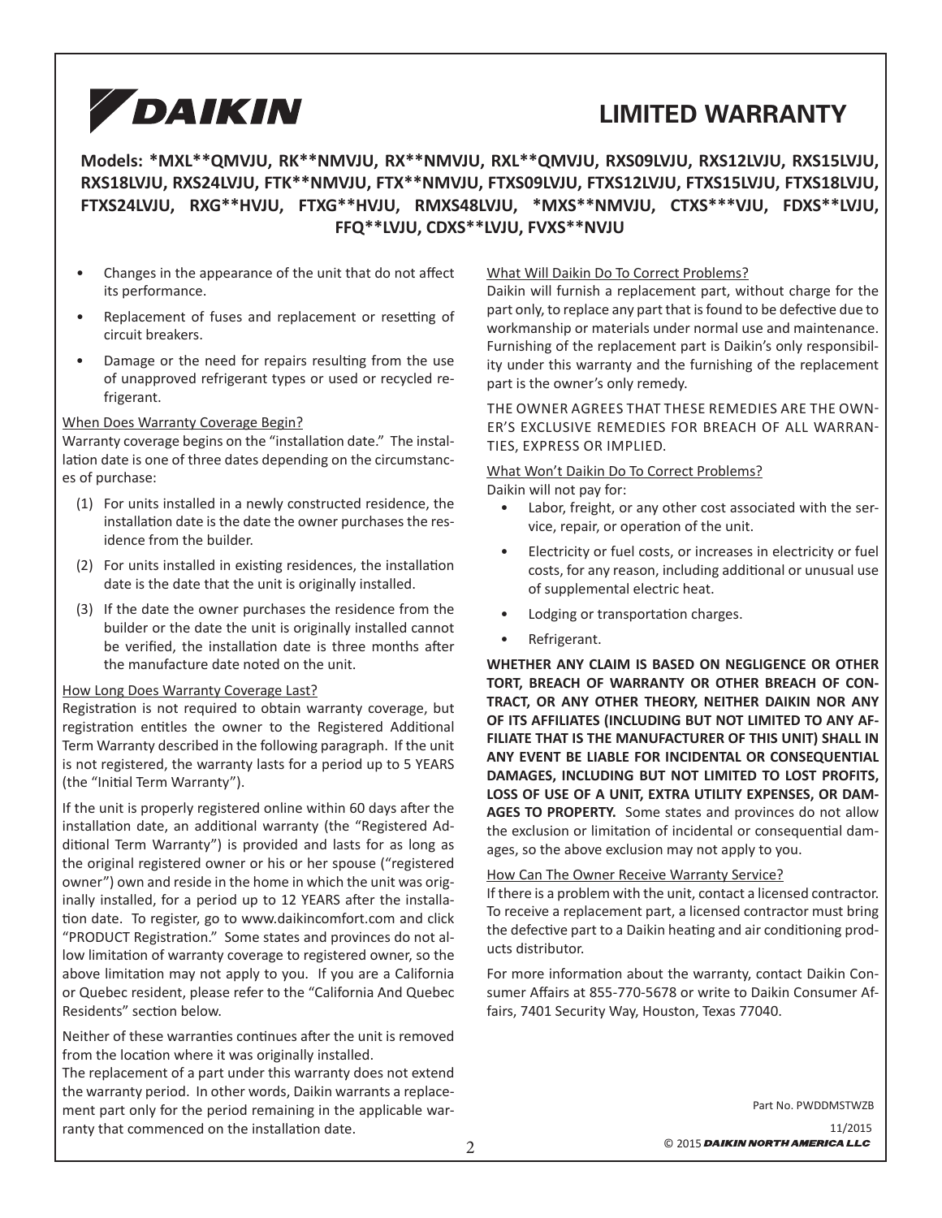# DAIKIN

# LIMITED WARRANTY

**Models: *MXL**QMVJU, RK**NMVJU, RX**NMVJU, RXL**QMVJU, RXS09LVJU, RXS12LVJU, RXS15LVJU, RXS18LVJU, RXS24LVJU, FTK**NMVJU, FTX**NMVJU, FTXS09LVJU, FTXS12LVJU, FTXS15LVJU, FTXS18LVJU, FTXS24LVJU, RXG**HVJU, FTXG**HVJU, RMXS48LVJU, *MXS**NMVJU, CTXS***VJU, FDXS**LVJU, FFQ**LVJU, CDXS**LVJU, FVXS**NVJU**

- Changes in the appearance of the unit that do not affect its performance.
- Replacement of fuses and replacement or resetting of circuit breakers.
- Damage or the need for repairs resulting from the use of unapproved refrigerant types or used or recycled refrigerant.

When Does Warranty Coverage Begin?

Warranty coverage begins on the "installation date." The installation date is one of three dates depending on the circumstances of purchase:

(1) For units installed in a newly constructed residence, the installation date is the date the owner purchases the residence from the builder.

(2) For units installed in existing residences, the installation date is the date that the unit is originally installed.

(3) If the date the owner purchases the residence from the builder or the date the unit is originally installed cannot be verified, the installation date is three months after the manufacture date noted on the unit.

How Long Does Warranty Coverage Last?

Registration is not required to obtain warranty coverage, but registration entitles the owner to the Registered Additional Term Warranty described in the following paragraph. If the unit is not registered, the warranty lasts for a period up to 5 YEARS (the "Initial Term Warranty").

If the unit is properly registered online within 60 days after the installation date, an additional warranty (the "Registered Additional Term Warranty") is provided and lasts for as long as the original registered owner or his or her spouse ("registered owner") own and reside in the home in which the unit was originally installed, for a period up to 12 YEARS after the installation date. To register, go to www.daikincomfort.com and click "PRODUCT Registration." Some states and provinces do not allow limitation of warranty coverage to registered owner, so the above limitation may not apply to you. If you are a California or Quebec resident, please refer to the "California And Quebec Residents" section below.

Neither of these warranties continues after the unit is removed from the location where it was originally installed.

The replacement of a part under this warranty does not extend the warranty period. In other words, Daikin warrants a replacement part only for the period remaining in the applicable warranty that commenced on the installation date.

What Will Daikin Do To Correct Problems?

Daikin will furnish a replacement part, without charge for the part only, to replace any part that is found to be defective due to workmanship or materials under normal use and maintenance. Furnishing of the replacement part is Daikin's only responsibility under this warranty and the furnishing of the replacement part is the owner's only remedy.

THE OWNER AGREES THAT THESE REMEDIES ARE THE OWNER'S EXCLUSIVE REMEDIES FOR BREACH OF ALL WARRANTIES, EXPRESS OR IMPLIED.

What Won't Daikin Do To Correct Problems?

Daikin will not pay for:

- Labor, freight, or any other cost associated with the service, repair, or operation of the unit.
- Electricity or fuel costs, or increases in electricity or fuel costs, for any reason, including additional or unusual use of supplemental electric heat.
- Lodging or transportation charges.
- Refrigerant.

**WHETHER ANY CLAIM IS BASED ON NEGLIGENCE OR OTHER TORT, BREACH OF WARRANTY OR OTHER BREACH OF CONTRACT, OR ANY OTHER THEORY, NEITHER DAIKIN NOR ANY OF ITS AFFILIATES (INCLUDING BUT NOT LIMITED TO ANY AFFILIATE THAT IS THE MANUFACTURER OF THIS UNIT) SHALL IN ANY EVENT BE LIABLE FOR INCIDENTAL OR CONSEQUENTIAL DAMAGES, INCLUDING BUT NOT LIMITED TO LOST PROFITS, LOSS OF USE OF A UNIT, EXTRA UTILITY EXPENSES, OR DAMAGES TO PROPERTY.** Some states and provinces do not allow the exclusion or limitation of incidental or consequential damages, so the above exclusion may not apply to you.

How Can The Owner Receive Warranty Service?

If there is a problem with the unit, contact a licensed contractor. To receive a replacement part, a licensed contractor must bring the defective part to a Daikin heating and air conditioning products distributor.

For more information about the warranty, contact Daikin Consumer Affairs at 855-770-5678 or write to Daikin Consumer Affairs, 7401 Security Way, Houston, Texas 77040.

Part No. PWDDMSTWZB

11/2015

© 2015 DAIKIN NORTH AMERICA LLC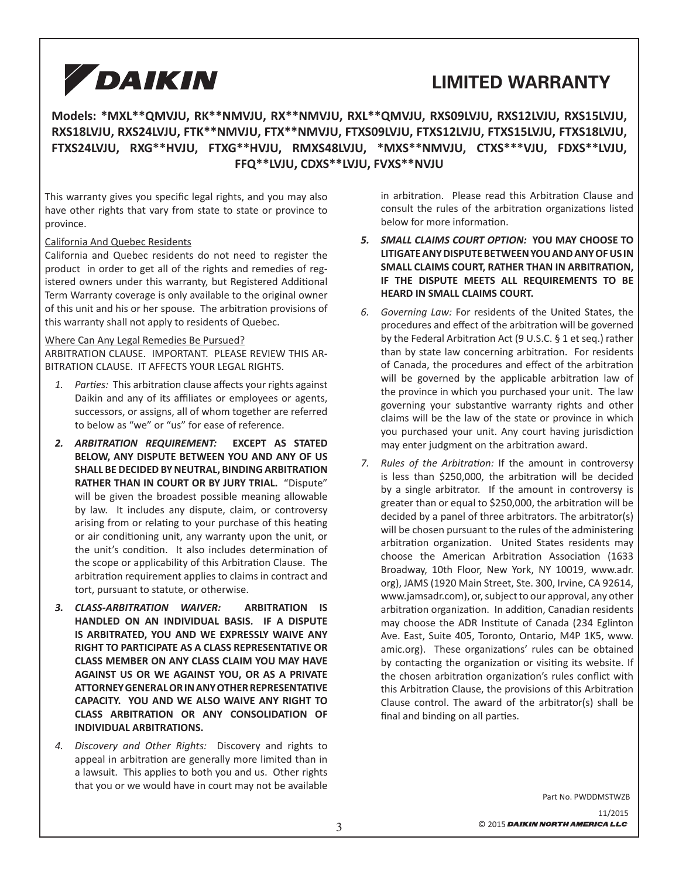# DAIKIN

# LIMITED WARRANTY

**Models: *MXL**QMVJU, RK**NMVJU, RX**NMVJU, RXL**QMVJU, RXS09LVJU, RXS12LVJU, RXS15LVJU, RXS18LVJU, RXS24LVJU, FTK**NMVJU, FTX**NMVJU, FTXS09LVJU, FTXS12LVJU, FTXS15LVJU, FTXS18LVJU, FTXS24LVJU, RXG**HVJU, FTXG**HVJU, RMXS48LVJU, *MXS**NMVJU, CTXS***VJU, FDXS**LVJU, FFQ**LVJU, CDXS**LVJU, FVXS**NVJU**

This warranty gives you specific legal rights, and you may also have other rights that vary from state to state or province to province.

California And Quebec Residents

California and Quebec residents do not need to register the product in order to get all of the rights and remedies of registered owners under this warranty, but Registered Additional Term Warranty coverage is only available to the original owner of this unit and his or her spouse. The arbitration provisions of this warranty shall not apply to residents of Quebec.

Where Can Any Legal Remedies Be Pursued?

ARBITRATION CLAUSE. IMPORTANT. PLEASE REVIEW THIS ARBITRATION CLAUSE. IT AFFECTS YOUR LEGAL RIGHTS.

1. *Parties:* This arbitration clause affects your rights against Daikin and any of its affiliates or employees or agents, successors, or assigns, all of whom together are referred to below as "we" or "us" for ease of reference.
2. ***ARBITRATION REQUIREMENT:*** **EXCEPT AS STATED BELOW, ANY DISPUTE BETWEEN YOU AND ANY OF US SHALL BE DECIDED BY NEUTRAL, BINDING ARBITRATION RATHER THAN IN COURT OR BY JURY TRIAL.** "Dispute" will be given the broadest possible meaning allowable by law. It includes any dispute, claim, or controversy arising from or relating to your purchase of this heating or air conditioning unit, any warranty upon the unit, or the unit's condition. It also includes determination of the scope or applicability of this Arbitration Clause. The arbitration requirement applies to claims in contract and tort, pursuant to statute, or otherwise.
3. ***CLASS-ARBITRATION WAIVER:*** **ARBITRATION IS HANDLED ON AN INDIVIDUAL BASIS. IF A DISPUTE IS ARBITRATED, YOU AND WE EXPRESSLY WAIVE ANY RIGHT TO PARTICIPATE AS A CLASS REPRESENTATIVE OR CLASS MEMBER ON ANY CLASS CLAIM YOU MAY HAVE AGAINST US OR WE AGAINST YOU, OR AS A PRIVATE ATTORNEY GENERAL OR IN ANY OTHER REPRESENTATIVE CAPACITY. YOU AND WE ALSO WAIVE ANY RIGHT TO CLASS ARBITRATION OR ANY CONSOLIDATION OF INDIVIDUAL ARBITRATIONS.**
4. *Discovery and Other Rights:* Discovery and rights to appeal in arbitration are generally more limited than in a lawsuit. This applies to both you and us. Other rights that you or we would have in court may not be available in arbitration. Please read this Arbitration Clause and consult the rules of the arbitration organizations listed below for more information.
5. ***SMALL CLAIMS COURT OPTION:*** **YOU MAY CHOOSE TO LITIGATE ANY DISPUTE BETWEEN YOU AND ANY OF US IN SMALL CLAIMS COURT, RATHER THAN IN ARBITRATION, IF THE DISPUTE MEETS ALL REQUIREMENTS TO BE HEARD IN SMALL CLAIMS COURT.**
6. *Governing Law:* For residents of the United States, the procedures and effect of the arbitration will be governed by the Federal Arbitration Act (9 U.S.C. § 1 et seq.) rather than by state law concerning arbitration. For residents of Canada, the procedures and effect of the arbitration will be governed by the applicable arbitration law of the province in which you purchased your unit. The law governing your substantive warranty rights and other claims will be the law of the state or province in which you purchased your unit. Any court having jurisdiction may enter judgment on the arbitration award.
7. *Rules of the Arbitration:* If the amount in controversy is less than $250,000, the arbitration will be decided by a single arbitrator. If the amount in controversy is greater than or equal to $250,000, the arbitration will be decided by a panel of three arbitrators. The arbitrator(s) will be chosen pursuant to the rules of the administering arbitration organization. United States residents may choose the American Arbitration Association (1633 Broadway, 10th Floor, New York, NY 10019, www.adr.org), JAMS (1920 Main Street, Ste. 300, Irvine, CA 92614, www.jamsadr.com), or, subject to our approval, any other arbitration organization. In addition, Canadian residents may choose the ADR Institute of Canada (234 Eglinton Ave. East, Suite 405, Toronto, Ontario, M4P 1K5, www.amic.org). These organizations' rules can be obtained by contacting the organization or visiting its website. If the chosen arbitration organization's rules conflict with this Arbitration Clause, the provisions of this Arbitration Clause control. The award of the arbitrator(s) shall be final and binding on all parties.

Part No. PWDDMSTWZB

11/2015

© 2015 DAIKIN NORTH AMERICA LLC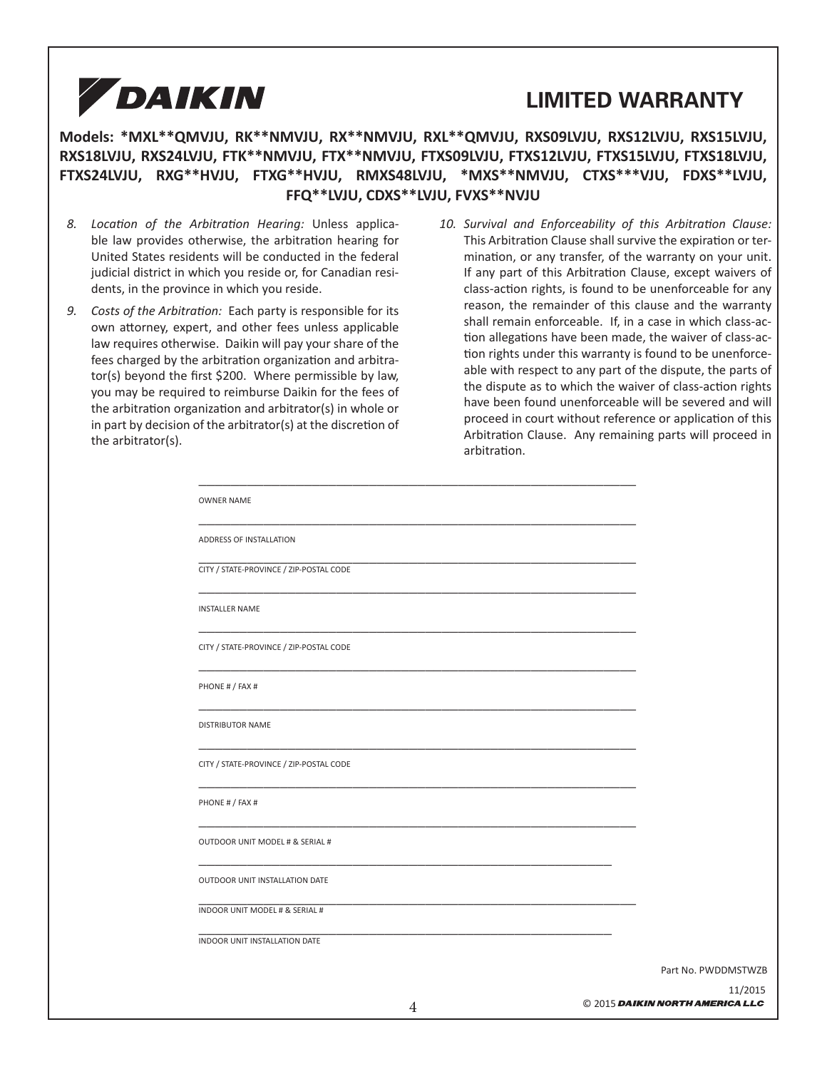DAIKIN

# LIMITED WARRANTY

**Models: *MXL**QMVJU, RK**NMVJU, RX**NMVJU, RXL**QMVJU, RXS09LVJU, RXS12LVJU, RXS15LVJU, RXS18LVJU, RXS24LVJU, FTK**NMVJU, FTX**NMVJU, FTXS09LVJU, FTXS12LVJU, FTXS15LVJU, FTXS18LVJU, FTXS24LVJU, RXG**HVJU, FTXG**HVJU, RMXS48LVJU, *MXS**NMVJU, CTXS***VJU, FDXS**LVJU, FFQ**LVJU, CDXS**LVJU, FVXS**NVJU**

8. *Location of the Arbitration Hearing:* Unless applicable law provides otherwise, the arbitration hearing for United States residents will be conducted in the federal judicial district in which you reside or, for Canadian residents, in the province in which you reside.

9. *Costs of the Arbitration:* Each party is responsible for its own attorney, expert, and other fees unless applicable law requires otherwise. Daikin will pay your share of the fees charged by the arbitration organization and arbitrator(s) beyond the first $200. Where permissible by law, you may be required to reimburse Daikin for the fees of the arbitration organization and arbitrator(s) in whole or in part by decision of the arbitrator(s) at the discretion of the arbitrator(s).

10. *Survival and Enforceability of this Arbitration Clause:* This Arbitration Clause shall survive the expiration or termination, or any transfer, of the warranty on your unit. If any part of this Arbitration Clause, except waivers of class-action rights, is found to be unenforceable for any reason, the remainder of this clause and the warranty shall remain enforceable. If, in a case in which class-action allegations have been made, the waiver of class-action rights under this warranty is found to be unenforceable with respect to any part of the dispute, the parts of the dispute as to which the waiver of class-action rights have been found unenforceable will be severed and will proceed in court without reference or application of this Arbitration Clause. Any remaining parts will proceed in arbitration.

OWNER NAME

ADDRESS OF INSTALLATION

CITY / STATE-PROVINCE / ZIP-POSTAL CODE

INSTALLER NAME

CITY / STATE-PROVINCE / ZIP-POSTAL CODE

PHONE # / FAX #

DISTRIBUTOR NAME

CITY / STATE-PROVINCE / ZIP-POSTAL CODE

PHONE # / FAX #

OUTDOOR UNIT MODEL # & SERIAL #

OUTDOOR UNIT INSTALLATION DATE

INDOOR UNIT MODEL # & SERIAL #

INDOOR UNIT INSTALLATION DATE

Part No. PWDDMSTWZB

11/2015

© 2015 ***DAIKIN NORTH AMERICA LLC***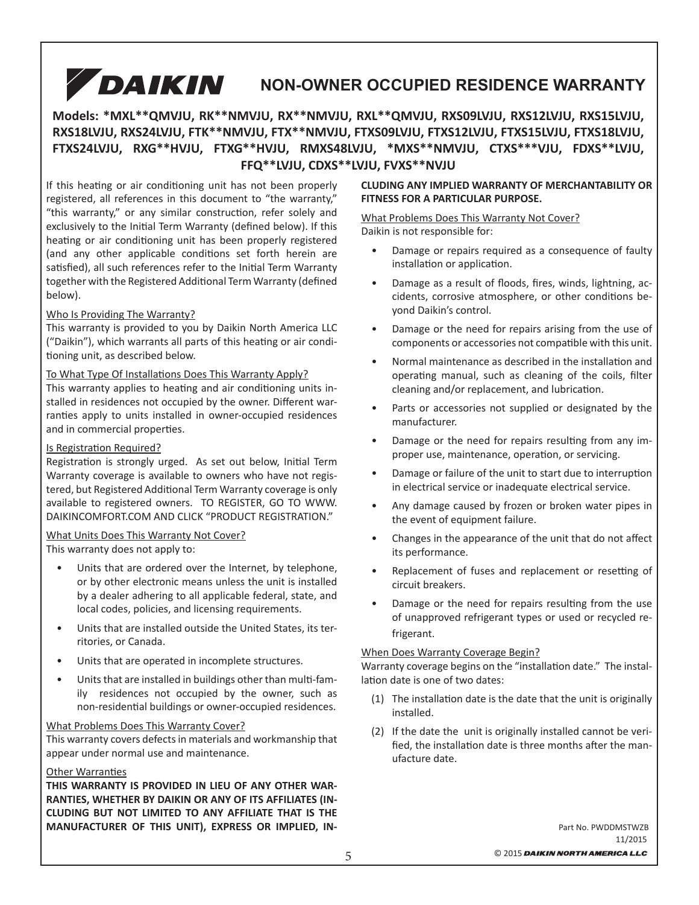# DAIKIN NON-OWNER OCCUPIED RESIDENCE WARRANTY

**Models: *MXL**QMVJU, RK**NMVJU, RX**NMVJU, RXL**QMVJU, RXS09LVJU, RXS12LVJU, RXS15LVJU, RXS18LVJU, RXS24LVJU, FTK**NMVJU, FTX**NMVJU, FTXS09LVJU, FTXS12LVJU, FTXS15LVJU, FTXS18LVJU, FTXS24LVJU, RXG**HVJU, FTXG**HVJU, RMXS48LVJU, *MXS**NMVJU, CTXS***VJU, FDXS**LVJU, FFQ**LVJU, CDXS**LVJU, FVXS**NVJU**

If this heating or air conditioning unit has not been properly registered, all references in this document to "the warranty," "this warranty," or any similar construction, refer solely and exclusively to the Initial Term Warranty (defined below). If this heating or air conditioning unit has been properly registered (and any other applicable conditions set forth herein are satisfied), all such references refer to the Initial Term Warranty together with the Registered Additional Term Warranty (defined below).

Who Is Providing The Warranty?

This warranty is provided to you by Daikin North America LLC ("Daikin"), which warrants all parts of this heating or air conditioning unit, as described below.

To What Type Of Installations Does This Warranty Apply?

This warranty applies to heating and air conditioning units installed in residences not occupied by the owner. Different warranties apply to units installed in owner-occupied residences and in commercial properties.

Is Registration Required?

Registration is strongly urged. As set out below, Initial Term Warranty coverage is available to owners who have not registered, but Registered Additional Term Warranty coverage is only available to registered owners. TO REGISTER, GO TO WWW.DAIKINCOMFORT.COM AND CLICK "PRODUCT REGISTRATION."

What Units Does This Warranty Not Cover?

This warranty does not apply to:

- Units that are ordered over the Internet, by telephone, or by other electronic means unless the unit is installed by a dealer adhering to all applicable federal, state, and local codes, policies, and licensing requirements.
- Units that are installed outside the United States, its territories, or Canada.
- Units that are operated in incomplete structures.
- Units that are installed in buildings other than multi-family residences not occupied by the owner, such as non-residential buildings or owner-occupied residences.

What Problems Does This Warranty Cover?

This warranty covers defects in materials and workmanship that appear under normal use and maintenance.

Other Warranties

**THIS WARRANTY IS PROVIDED IN LIEU OF ANY OTHER WARRANTIES, WHETHER BY DAIKIN OR ANY OF ITS AFFILIATES (INCLUDING BUT NOT LIMITED TO ANY AFFILIATE THAT IS THE MANUFACTURER OF THIS UNIT), EXPRESS OR IMPLIED, INCLUDING ANY IMPLIED WARRANTY OF MERCHANTABILITY OR FITNESS FOR A PARTICULAR PURPOSE.**

What Problems Does This Warranty Not Cover?

Daikin is not responsible for:

- Damage or repairs required as a consequence of faulty installation or application.
- Damage as a result of floods, fires, winds, lightning, accidents, corrosive atmosphere, or other conditions beyond Daikin's control.
- Damage or the need for repairs arising from the use of components or accessories not compatible with this unit.
- Normal maintenance as described in the installation and operating manual, such as cleaning of the coils, filter cleaning and/or replacement, and lubrication.
- Parts or accessories not supplied or designated by the manufacturer.
- Damage or the need for repairs resulting from any improper use, maintenance, operation, or servicing.
- Damage or failure of the unit to start due to interruption in electrical service or inadequate electrical service.
- Any damage caused by frozen or broken water pipes in the event of equipment failure.
- Changes in the appearance of the unit that do not affect its performance.
- Replacement of fuses and replacement or resetting of circuit breakers.
- Damage or the need for repairs resulting from the use of unapproved refrigerant types or used or recycled refrigerant.

When Does Warranty Coverage Begin?

Warranty coverage begins on the "installation date." The installation date is one of two dates:

(1) The installation date is the date that the unit is originally installed.

(2) If the date the unit is originally installed cannot be verified, the installation date is three months after the manufacture date.

Part No. PWDDMSTWZB
11/2015
© 2015 DAIKIN NORTH AMERICA LLC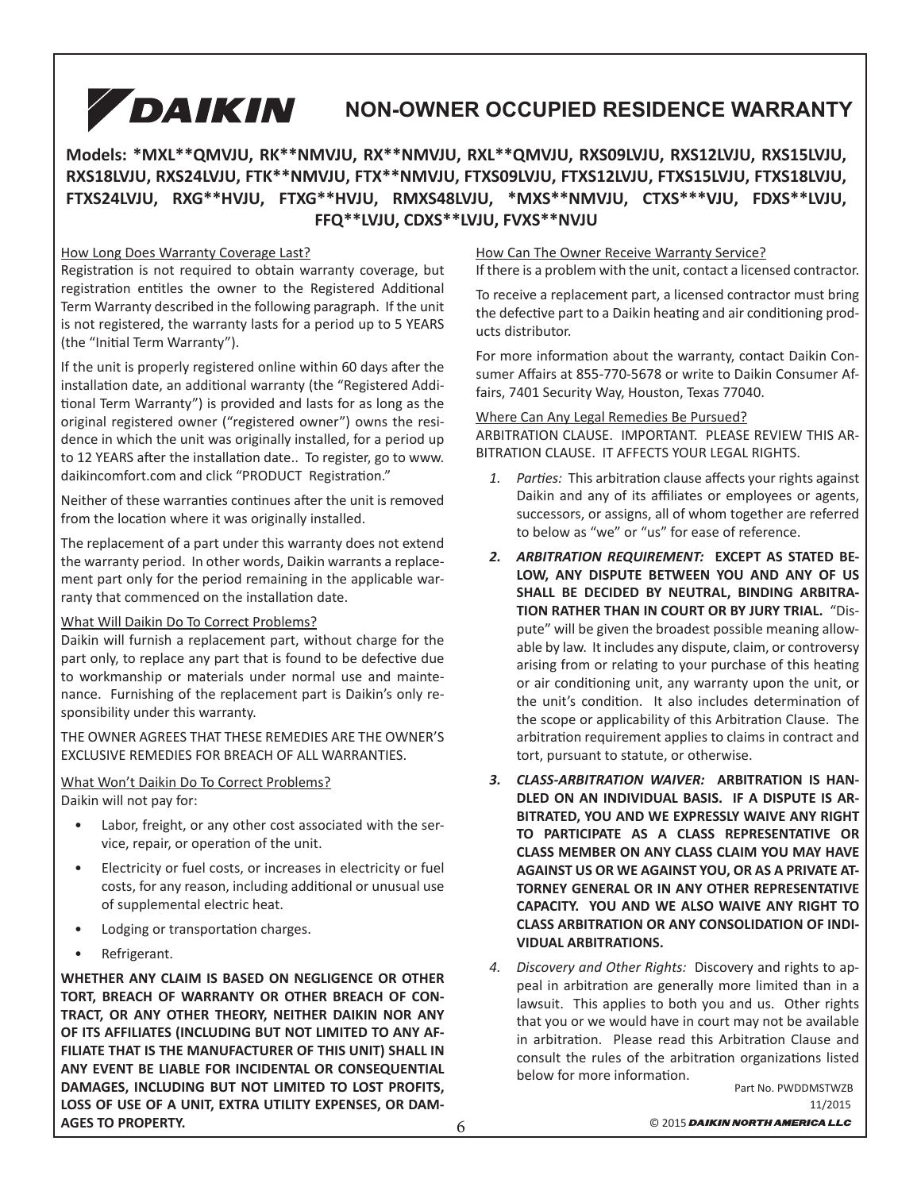# DAIKIN NON-OWNER OCCUPIED RESIDENCE WARRANTY

**Models: *MXL**QMVJU, RK**NMVJU, RX**NMVJU, RXL**QMVJU, RXS09LVJU, RXS12LVJU, RXS15LVJU, RXS18LVJU, RXS24LVJU, FTK**NMVJU, FTX**NMVJU, FTXS09LVJU, FTXS12LVJU, FTXS15LVJU, FTXS18LVJU, FTXS24LVJU, RXG**HVJU, FTXG**HVJU, RMXS48LVJU, *MXS**NMVJU, CTXS***VJU, FDXS**LVJU, FFQ**LVJU, CDXS**LVJU, FVXS**NVJU**

How Long Does Warranty Coverage Last?

Registration is not required to obtain warranty coverage, but registration entitles the owner to the Registered Additional Term Warranty described in the following paragraph. If the unit is not registered, the warranty lasts for a period up to 5 YEARS (the "Initial Term Warranty").

If the unit is properly registered online within 60 days after the installation date, an additional warranty (the "Registered Additional Term Warranty") is provided and lasts for as long as the original registered owner ("registered owner") owns the residence in which the unit was originally installed, for a period up to 12 YEARS after the installation date.. To register, go to www.daikincomfort.com and click "PRODUCT Registration."

Neither of these warranties continues after the unit is removed from the location where it was originally installed.

The replacement of a part under this warranty does not extend the warranty period. In other words, Daikin warrants a replacement part only for the period remaining in the applicable warranty that commenced on the installation date.

What Will Daikin Do To Correct Problems?

Daikin will furnish a replacement part, without charge for the part only, to replace any part that is found to be defective due to workmanship or materials under normal use and maintenance. Furnishing of the replacement part is Daikin's only responsibility under this warranty.

THE OWNER AGREES THAT THESE REMEDIES ARE THE OWNER'S EXCLUSIVE REMEDIES FOR BREACH OF ALL WARRANTIES.

What Won't Daikin Do To Correct Problems?

Daikin will not pay for:

- Labor, freight, or any other cost associated with the service, repair, or operation of the unit.
- Electricity or fuel costs, or increases in electricity or fuel costs, for any reason, including additional or unusual use of supplemental electric heat.
- Lodging or transportation charges.
- Refrigerant.

**WHETHER ANY CLAIM IS BASED ON NEGLIGENCE OR OTHER TORT, BREACH OF WARRANTY OR OTHER BREACH OF CONTRACT, OR ANY OTHER THEORY, NEITHER DAIKIN NOR ANY OF ITS AFFILIATES (INCLUDING BUT NOT LIMITED TO ANY AFFILIATE THAT IS THE MANUFACTURER OF THIS UNIT) SHALL IN ANY EVENT BE LIABLE FOR INCIDENTAL OR CONSEQUENTIAL DAMAGES, INCLUDING BUT NOT LIMITED TO LOST PROFITS, LOSS OF USE OF A UNIT, EXTRA UTILITY EXPENSES, OR DAMAGES TO PROPERTY.**

How Can The Owner Receive Warranty Service?

If there is a problem with the unit, contact a licensed contractor.

To receive a replacement part, a licensed contractor must bring the defective part to a Daikin heating and air conditioning products distributor.

For more information about the warranty, contact Daikin Consumer Affairs at 855-770-5678 or write to Daikin Consumer Affairs, 7401 Security Way, Houston, Texas 77040.

Where Can Any Legal Remedies Be Pursued?

ARBITRATION CLAUSE. IMPORTANT. PLEASE REVIEW THIS ARBITRATION CLAUSE. IT AFFECTS YOUR LEGAL RIGHTS.

1. *Parties:* This arbitration clause affects your rights against Daikin and any of its affiliates or employees or agents, successors, or assigns, all of whom together are referred to below as "we" or "us" for ease of reference.
2. ***ARBITRATION REQUIREMENT:*** **EXCEPT AS STATED BELOW, ANY DISPUTE BETWEEN YOU AND ANY OF US SHALL BE DECIDED BY NEUTRAL, BINDING ARBITRATION RATHER THAN IN COURT OR BY JURY TRIAL.** "Dispute" will be given the broadest possible meaning allowable by law. It includes any dispute, claim, or controversy arising from or relating to your purchase of this heating or air conditioning unit, any warranty upon the unit, or the unit's condition. It also includes determination of the scope or applicability of this Arbitration Clause. The arbitration requirement applies to claims in contract and tort, pursuant to statute, or otherwise.
3. ***CLASS-ARBITRATION WAIVER:*** **ARBITRATION IS HANDLED ON AN INDIVIDUAL BASIS. IF A DISPUTE IS ARBITRATED, YOU AND WE EXPRESSLY WAIVE ANY RIGHT TO PARTICIPATE AS A CLASS REPRESENTATIVE OR CLASS MEMBER ON ANY CLASS CLAIM YOU MAY HAVE AGAINST US OR WE AGAINST YOU, OR AS A PRIVATE ATTORNEY GENERAL OR IN ANY OTHER REPRESENTATIVE CAPACITY. YOU AND WE ALSO WAIVE ANY RIGHT TO CLASS ARBITRATION OR ANY CONSOLIDATION OF INDIVIDUAL ARBITRATIONS.**
4. *Discovery and Other Rights:* Discovery and rights to appeal in arbitration are generally more limited than in a lawsuit. This applies to both you and us. Other rights that you or we would have in court may not be available in arbitration. Please read this Arbitration Clause and consult the rules of the arbitration organizations listed below for more information.

Part No. PWDDMSTWZB
11/2015
© 2015 DAIKIN NORTH AMERICA LLC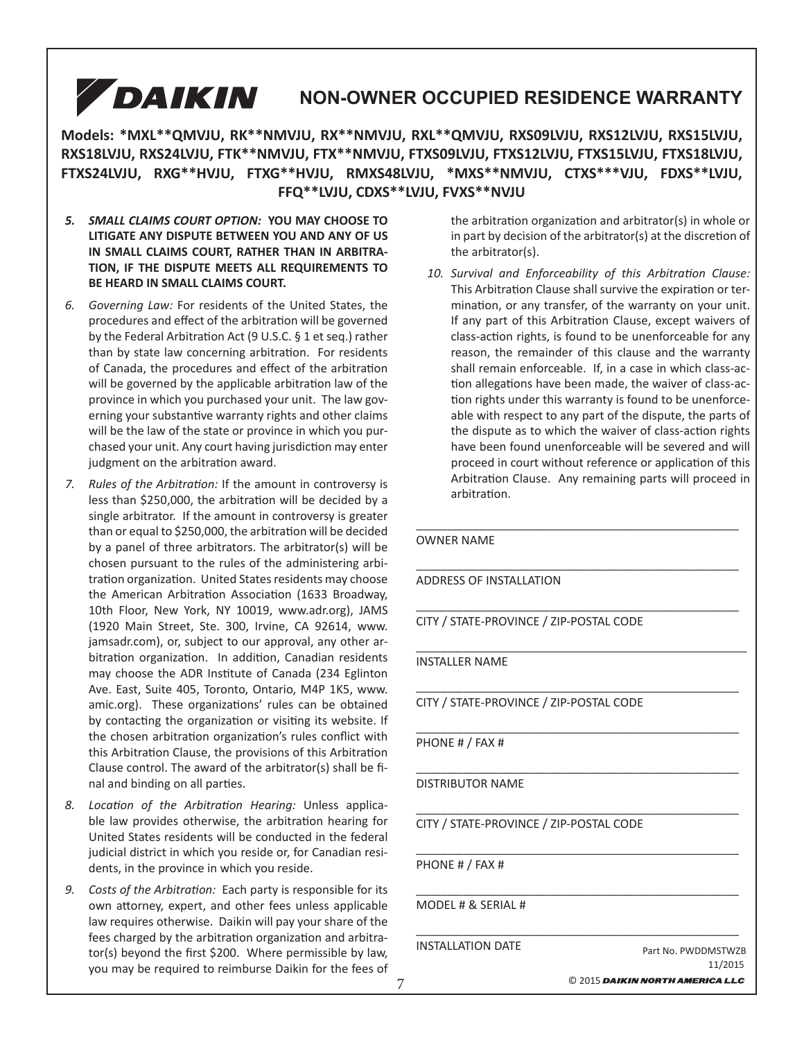# NON-OWNER OCCUPIED RESIDENCE WARRANTY

**Models: *MXL**QMVJU, RK**NMVJU, RX**NMVJU, RXL**QMVJU, RXS09LVJU, RXS12LVJU, RXS15LVJU, RXS18LVJU, RXS24LVJU, FTK**NMVJU, FTX**NMVJU, FTXS09LVJU, FTXS12LVJU, FTXS15LVJU, FTXS18LVJU, FTXS24LVJU, RXG**HVJU, FTXG**HVJU, RMXS48LVJU, *MXS**NMVJU, CTXS***VJU, FDXS**LVJU, FFQ**LVJU, CDXS**LVJU, FVXS**NVJU**

5. ***SMALL CLAIMS COURT OPTION:*** **YOU MAY CHOOSE TO LITIGATE ANY DISPUTE BETWEEN YOU AND ANY OF US IN SMALL CLAIMS COURT, RATHER THAN IN ARBITRATION, IF THE DISPUTE MEETS ALL REQUIREMENTS TO BE HEARD IN SMALL CLAIMS COURT.**
6. *Governing Law:* For residents of the United States, the procedures and effect of the arbitration will be governed by the Federal Arbitration Act (9 U.S.C. § 1 et seq.) rather than by state law concerning arbitration. For residents of Canada, the procedures and effect of the arbitration will be governed by the applicable arbitration law of the province in which you purchased your unit. The law governing your substantive warranty rights and other claims will be the law of the state or province in which you purchased your unit. Any court having jurisdiction may enter judgment on the arbitration award.
7. *Rules of the Arbitration:* If the amount in controversy is less than $250,000, the arbitration will be decided by a single arbitrator. If the amount in controversy is greater than or equal to $250,000, the arbitration will be decided by a panel of three arbitrators. The arbitrator(s) will be chosen pursuant to the rules of the administering arbitration organization. United States residents may choose the American Arbitration Association (1633 Broadway, 10th Floor, New York, NY 10019, www.adr.org), JAMS (1920 Main Street, Ste. 300, Irvine, CA 92614, www.jamsadr.com), or, subject to our approval, any other arbitration organization. In addition, Canadian residents may choose the ADR Institute of Canada (234 Eglinton Ave. East, Suite 405, Toronto, Ontario, M4P 1K5, www.amic.org). These organizations' rules can be obtained by contacting the organization or visiting its website. If the chosen arbitration organization's rules conflict with this Arbitration Clause, the provisions of this Arbitration Clause control. The award of the arbitrator(s) shall be final and binding on all parties.
8. *Location of the Arbitration Hearing:* Unless applicable law provides otherwise, the arbitration hearing for United States residents will be conducted in the federal judicial district in which you reside or, for Canadian residents, in the province in which you reside.
9. *Costs of the Arbitration:* Each party is responsible for its own attorney, expert, and other fees unless applicable law requires otherwise. Daikin will pay your share of the fees charged by the arbitration organization and arbitrator(s) beyond the first $200. Where permissible by law, you may be required to reimburse Daikin for the fees of the arbitration organization and arbitrator(s) in whole or in part by decision of the arbitrator(s) at the discretion of the arbitrator(s).
10. *Survival and Enforceability of this Arbitration Clause:* This Arbitration Clause shall survive the expiration or termination, or any transfer, of the warranty on your unit. If any part of this Arbitration Clause, except waivers of class-action rights, is found to be unenforceable for any reason, the remainder of this clause and the warranty shall remain enforceable. If, in a case in which class-action allegations have been made, the waiver of class-action rights under this warranty is found to be unenforceable with respect to any part of the dispute, the parts of the dispute as to which the waiver of class-action rights have been found unenforceable will be severed and will proceed in court without reference or application of this Arbitration Clause. Any remaining parts will proceed in arbitration.

_______________________________________________
OWNER NAME

_______________________________________________
ADDRESS OF INSTALLATION

_______________________________________________
CITY / STATE-PROVINCE / ZIP-POSTAL CODE

_______________________________________________
INSTALLER NAME

_______________________________________________
CITY / STATE-PROVINCE / ZIP-POSTAL CODE

_______________________________________________
PHONE # / FAX #

_______________________________________________
DISTRIBUTOR NAME

_______________________________________________
CITY / STATE-PROVINCE / ZIP-POSTAL CODE

_______________________________________________
PHONE # / FAX #

_______________________________________________
MODEL # & SERIAL #

_______________________________________________
INSTALLATION DATE

Part No. PWDDMSTWZB
11/2015

© 2015 DAIKIN NORTH AMERICA LLC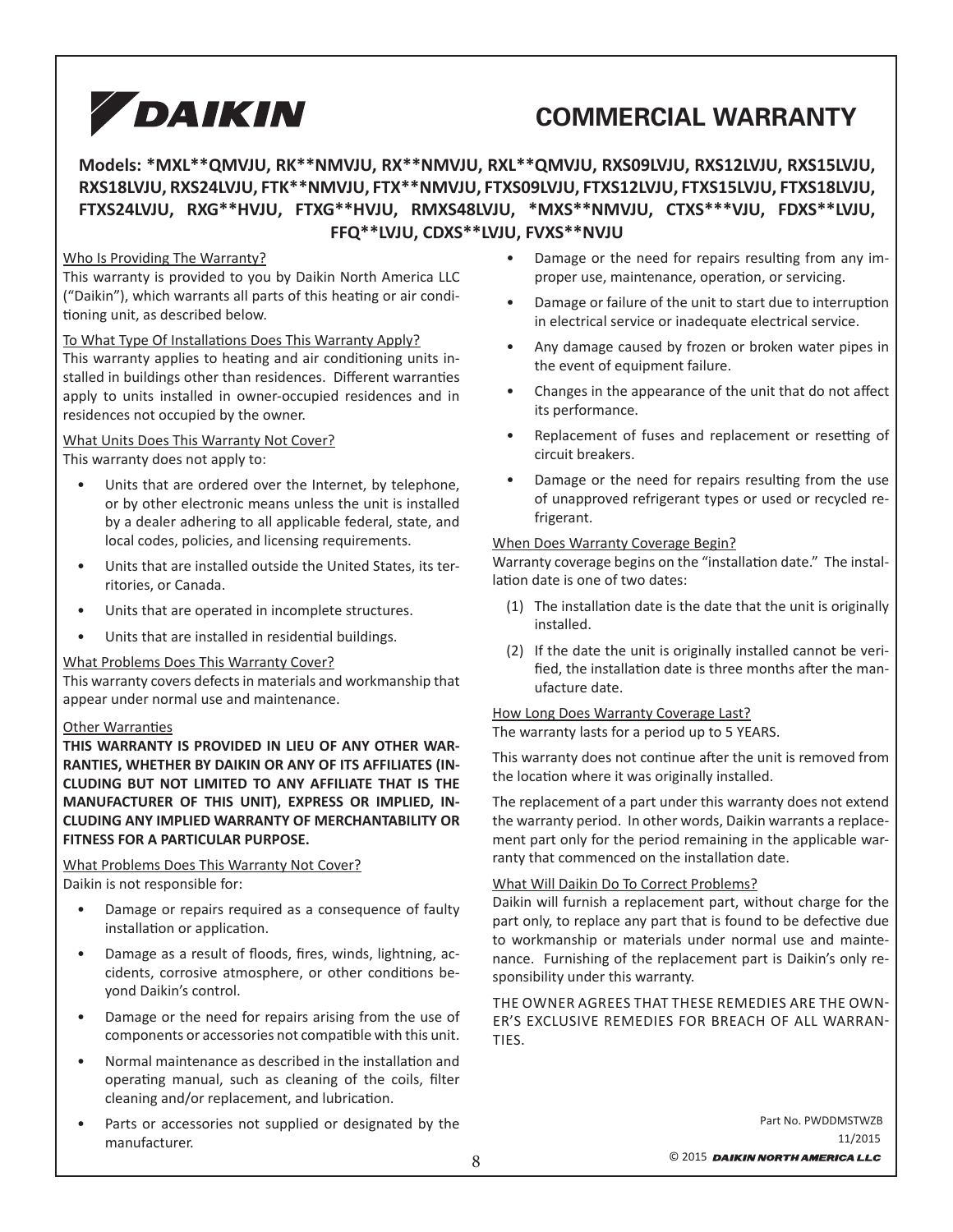# DAIKIN

# COMMERCIAL WARRANTY

**Models: *MXL**QMVJU, RK**NMVJU, RX**NMVJU, RXL**QMVJU, RXS09LVJU, RXS12LVJU, RXS15LVJU, RXS18LVJU, RXS24LVJU, FTK**NMVJU, FTX**NMVJU, FTXS09LVJU, FTXS12LVJU, FTXS15LVJU, FTXS18LVJU, FTXS24LVJU, RXG**HVJU, FTXG**HVJU, RMXS48LVJU, *MXS**NMVJU, CTXS***VJU, FDXS**LVJU, FFQ**LVJU, CDXS**LVJU, FVXS**NVJU**

<u>Who Is Providing The Warranty?</u>

This warranty is provided to you by Daikin North America LLC ("Daikin"), which warrants all parts of this heating or air conditioning unit, as described below.

<u>To What Type Of Installations Does This Warranty Apply?</u>

This warranty applies to heating and air conditioning units installed in buildings other than residences. Different warranties apply to units installed in owner-occupied residences and in residences not occupied by the owner.

<u>What Units Does This Warranty Not Cover?</u>

This warranty does not apply to:

- Units that are ordered over the Internet, by telephone, or by other electronic means unless the unit is installed by a dealer adhering to all applicable federal, state, and local codes, policies, and licensing requirements.
- Units that are installed outside the United States, its territories, or Canada.
- Units that are operated in incomplete structures.
- Units that are installed in residential buildings.

<u>What Problems Does This Warranty Cover?</u>

This warranty covers defects in materials and workmanship that appear under normal use and maintenance.

<u>Other Warranties</u>

**THIS WARRANTY IS PROVIDED IN LIEU OF ANY OTHER WARRANTIES, WHETHER BY DAIKIN OR ANY OF ITS AFFILIATES (INCLUDING BUT NOT LIMITED TO ANY AFFILIATE THAT IS THE MANUFACTURER OF THIS UNIT), EXPRESS OR IMPLIED, INCLUDING ANY IMPLIED WARRANTY OF MERCHANTABILITY OR FITNESS FOR A PARTICULAR PURPOSE.**

<u>What Problems Does This Warranty Not Cover?</u>

Daikin is not responsible for:

- Damage or repairs required as a consequence of faulty installation or application.
- Damage as a result of floods, fires, winds, lightning, accidents, corrosive atmosphere, or other conditions beyond Daikin's control.
- Damage or the need for repairs arising from the use of components or accessories not compatible with this unit.
- Normal maintenance as described in the installation and operating manual, such as cleaning of the coils, filter cleaning and/or replacement, and lubrication.
- Parts or accessories not supplied or designated by the manufacturer.
- Damage or the need for repairs resulting from any improper use, maintenance, operation, or servicing.
- Damage or failure of the unit to start due to interruption in electrical service or inadequate electrical service.
- Any damage caused by frozen or broken water pipes in the event of equipment failure.
- Changes in the appearance of the unit that do not affect its performance.
- Replacement of fuses and replacement or resetting of circuit breakers.
- Damage or the need for repairs resulting from the use of unapproved refrigerant types or used or recycled refrigerant.

<u>When Does Warranty Coverage Begin?</u>

Warranty coverage begins on the "installation date." The installation date is one of two dates:

(1) The installation date is the date that the unit is originally installed.

(2) If the date the unit is originally installed cannot be verified, the installation date is three months after the manufacture date.

<u>How Long Does Warranty Coverage Last?</u>

The warranty lasts for a period up to 5 YEARS.

This warranty does not continue after the unit is removed from the location where it was originally installed.

The replacement of a part under this warranty does not extend the warranty period. In other words, Daikin warrants a replacement part only for the period remaining in the applicable warranty that commenced on the installation date.

<u>What Will Daikin Do To Correct Problems?</u>

Daikin will furnish a replacement part, without charge for the part only, to replace any part that is found to be defective due to workmanship or materials under normal use and maintenance. Furnishing of the replacement part is Daikin's only responsibility under this warranty.

THE OWNER AGREES THAT THESE REMEDIES ARE THE OWNER'S EXCLUSIVE REMEDIES FOR BREACH OF ALL WARRANTIES.

Part No. PWDDMSTWZB

11/2015

© 2015 DAIKIN NORTH AMERICA LLC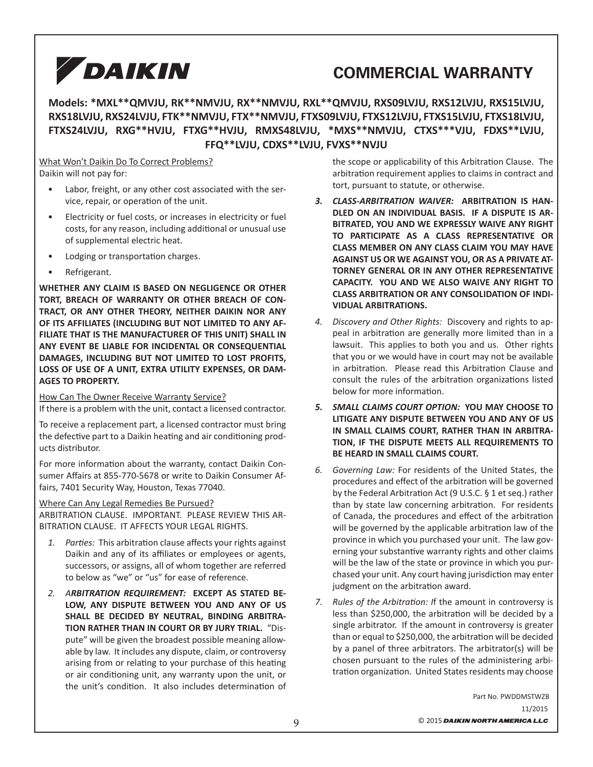# COMMERCIAL WARRANTY

**Models: *MXL**QMVJU, RK**NMVJU, RX**NMVJU, RXL**QMVJU, RXS09LVJU, RXS12LVJU, RXS15LVJU, RXS18LVJU, RXS24LVJU, FTK**NMVJU, FTX**NMVJU, FTXS09LVJU, FTXS12LVJU, FTXS15LVJU, FTXS18LVJU, FTXS24LVJU, RXG**HVJU, FTXG**HVJU, RMXS48LVJU, *MXS**NMVJU, CTXS***VJU, FDXS**LVJU, FFQ**LVJU, CDXS**LVJU, FVXS**NVJU**

What Won't Daikin Do To Correct Problems?

Daikin will not pay for:

- Labor, freight, or any other cost associated with the service, repair, or operation of the unit.
- Electricity or fuel costs, or increases in electricity or fuel costs, for any reason, including additional or unusual use of supplemental electric heat.
- Lodging or transportation charges.
- Refrigerant.

**WHETHER ANY CLAIM IS BASED ON NEGLIGENCE OR OTHER TORT, BREACH OF WARRANTY OR OTHER BREACH OF CONTRACT, OR ANY OTHER THEORY, NEITHER DAIKIN NOR ANY OF ITS AFFILIATES (INCLUDING BUT NOT LIMITED TO ANY AFFILIATE THAT IS THE MANUFACTURER OF THIS UNIT) SHALL IN ANY EVENT BE LIABLE FOR INCIDENTAL OR CONSEQUENTIAL DAMAGES, INCLUDING BUT NOT LIMITED TO LOST PROFITS, LOSS OF USE OF A UNIT, EXTRA UTILITY EXPENSES, OR DAMAGES TO PROPERTY.**

How Can The Owner Receive Warranty Service?

If there is a problem with the unit, contact a licensed contractor.

To receive a replacement part, a licensed contractor must bring the defective part to a Daikin heating and air conditioning products distributor.

For more information about the warranty, contact Daikin Consumer Affairs at 855-770-5678 or write to Daikin Consumer Affairs, 7401 Security Way, Houston, Texas 77040.

Where Can Any Legal Remedies Be Pursued?

ARBITRATION CLAUSE. IMPORTANT. PLEASE REVIEW THIS ARBITRATION CLAUSE. IT AFFECTS YOUR LEGAL RIGHTS.

1. *Parties:* This arbitration clause affects your rights against Daikin and any of its affiliates or employees or agents, successors, or assigns, all of whom together are referred to below as "we" or "us" for ease of reference.
2. ***ARBITRATION REQUIREMENT:*** **EXCEPT AS STATED BELOW, ANY DISPUTE BETWEEN YOU AND ANY OF US SHALL BE DECIDED BY NEUTRAL, BINDING ARBITRATION RATHER THAN IN COURT OR BY JURY TRIAL.** "Dispute" will be given the broadest possible meaning allowable by law. It includes any dispute, claim, or controversy arising from or relating to your purchase of this heating or air conditioning unit, any warranty upon the unit, or the unit's condition. It also includes determination of the scope or applicability of this Arbitration Clause. The arbitration requirement applies to claims in contract and tort, pursuant to statute, or otherwise.
3. ***CLASS-ARBITRATION WAIVER:*** **ARBITRATION IS HANDLED ON AN INDIVIDUAL BASIS. IF A DISPUTE IS ARBITRATED, YOU AND WE EXPRESSLY WAIVE ANY RIGHT TO PARTICIPATE AS A CLASS REPRESENTATIVE OR CLASS MEMBER ON ANY CLASS CLAIM YOU MAY HAVE AGAINST US OR WE AGAINST YOU, OR AS A PRIVATE ATTORNEY GENERAL OR IN ANY OTHER REPRESENTATIVE CAPACITY. YOU AND WE ALSO WAIVE ANY RIGHT TO CLASS ARBITRATION OR ANY CONSOLIDATION OF INDIVIDUAL ARBITRATIONS.**
4. *Discovery and Other Rights:* Discovery and rights to appeal in arbitration are generally more limited than in a lawsuit. This applies to both you and us. Other rights that you or we would have in court may not be available in arbitration. Please read this Arbitration Clause and consult the rules of the arbitration organizations listed below for more information.
5. ***SMALL CLAIMS COURT OPTION:*** **YOU MAY CHOOSE TO LITIGATE ANY DISPUTE BETWEEN YOU AND ANY OF US IN SMALL CLAIMS COURT, RATHER THAN IN ARBITRATION, IF THE DISPUTE MEETS ALL REQUIREMENTS TO BE HEARD IN SMALL CLAIMS COURT.**
6. *Governing Law:* For residents of the United States, the procedures and effect of the arbitration will be governed by the Federal Arbitration Act (9 U.S.C. § 1 et seq.) rather than by state law concerning arbitration. For residents of Canada, the procedures and effect of the arbitration will be governed by the applicable arbitration law of the province in which you purchased your unit. The law governing your substantive warranty rights and other claims will be the law of the state or province in which you purchased your unit. Any court having jurisdiction may enter judgment on the arbitration award.
7. *Rules of the Arbitration: I*f the amount in controversy is less than $250,000, the arbitration will be decided by a single arbitrator. If the amount in controversy is greater than or equal to $250,000, the arbitration will be decided by a panel of three arbitrators. The arbitrator(s) will be chosen pursuant to the rules of the administering arbitration organization. United States residents may choose

Part No. PWDDMSTWZB

11/2015

© 2015 DAIKIN NORTH AMERICA LLC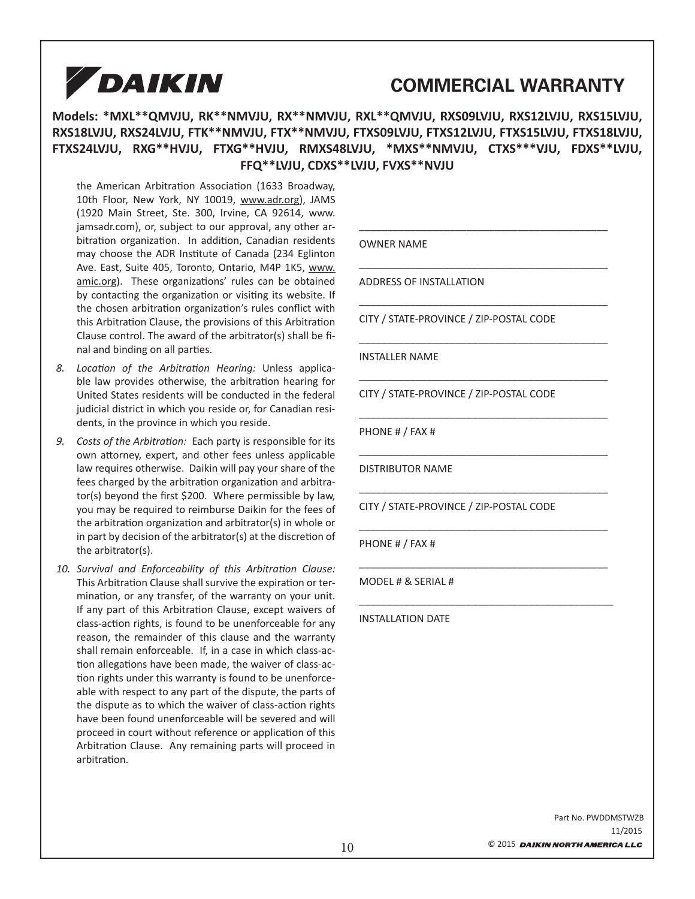DAIKIN

# COMMERCIAL WARRANTY

**Models: *MXL**QMVJU, RK**NMVJU, RX**NMVJU, RXL**QMVJU, RXS09LVJU, RXS12LVJU, RXS15LVJU, RXS18LVJU, RXS24LVJU, FTK**NMVJU, FTX**NMVJU, FTXS09LVJU, FTXS12LVJU, FTXS15LVJU, FTXS18LVJU, FTXS24LVJU, RXG**HVJU, FTXG**HVJU, RMXS48LVJU, *MXS**NMVJU, CTXS***VJU, FDXS**LVJU, FFQ**LVJU, CDXS**LVJU, FVXS**NVJU**

the American Arbitration Association (1633 Broadway, 10th Floor, New York, NY 10019, www.adr.org), JAMS (1920 Main Street, Ste. 300, Irvine, CA 92614, www.jamsadr.com), or, subject to our approval, any other arbitration organization. In addition, Canadian residents may choose the ADR Institute of Canada (234 Eglinton Ave. East, Suite 405, Toronto, Ontario, M4P 1K5, www.amic.org). These organizations' rules can be obtained by contacting the organization or visiting its website. If the chosen arbitration organization's rules conflict with this Arbitration Clause, the provisions of this Arbitration Clause control. The award of the arbitrator(s) shall be final and binding on all parties.

8. *Location of the Arbitration Hearing:* Unless applicable law provides otherwise, the arbitration hearing for United States residents will be conducted in the federal judicial district in which you reside or, for Canadian residents, in the province in which you reside.
9. *Costs of the Arbitration:* Each party is responsible for its own attorney, expert, and other fees unless applicable law requires otherwise. Daikin will pay your share of the fees charged by the arbitration organization and arbitrator(s) beyond the first $200. Where permissible by law, you may be required to reimburse Daikin for the fees of the arbitration organization and arbitrator(s) in whole or in part by decision of the arbitrator(s) at the discretion of the arbitrator(s).
10. *Survival and Enforceability of this Arbitration Clause:* This Arbitration Clause shall survive the expiration or termination, or any transfer, of the warranty on your unit. If any part of this Arbitration Clause, except waivers of class-action rights, is found to be unenforceable for any reason, the remainder of this clause and the warranty shall remain enforceable. If, in a case in which class-action allegations have been made, the waiver of class-action rights under this warranty is found to be unenforceable with respect to any part of the dispute, the parts of the dispute as to which the waiver of class-action rights have been found unenforceable will be severed and will proceed in court without reference or application of this Arbitration Clause. Any remaining parts will proceed in arbitration.

______________________________________________

OWNER NAME

______________________________________________

ADDRESS OF INSTALLATION

______________________________________________

CITY / STATE-PROVINCE / ZIP-POSTAL CODE

______________________________________________

INSTALLER NAME

______________________________________________

CITY / STATE-PROVINCE / ZIP-POSTAL CODE

______________________________________________

PHONE # / FAX #

______________________________________________

DISTRIBUTOR NAME

______________________________________________

CITY / STATE-PROVINCE / ZIP-POSTAL CODE

______________________________________________

PHONE # / FAX #

______________________________________________

MODEL # & SERIAL #

______________________________________________

INSTALLATION DATE

Part No. PWDDMSTWZB

11/2015

© 2015 DAIKIN NORTH AMERICA LLC